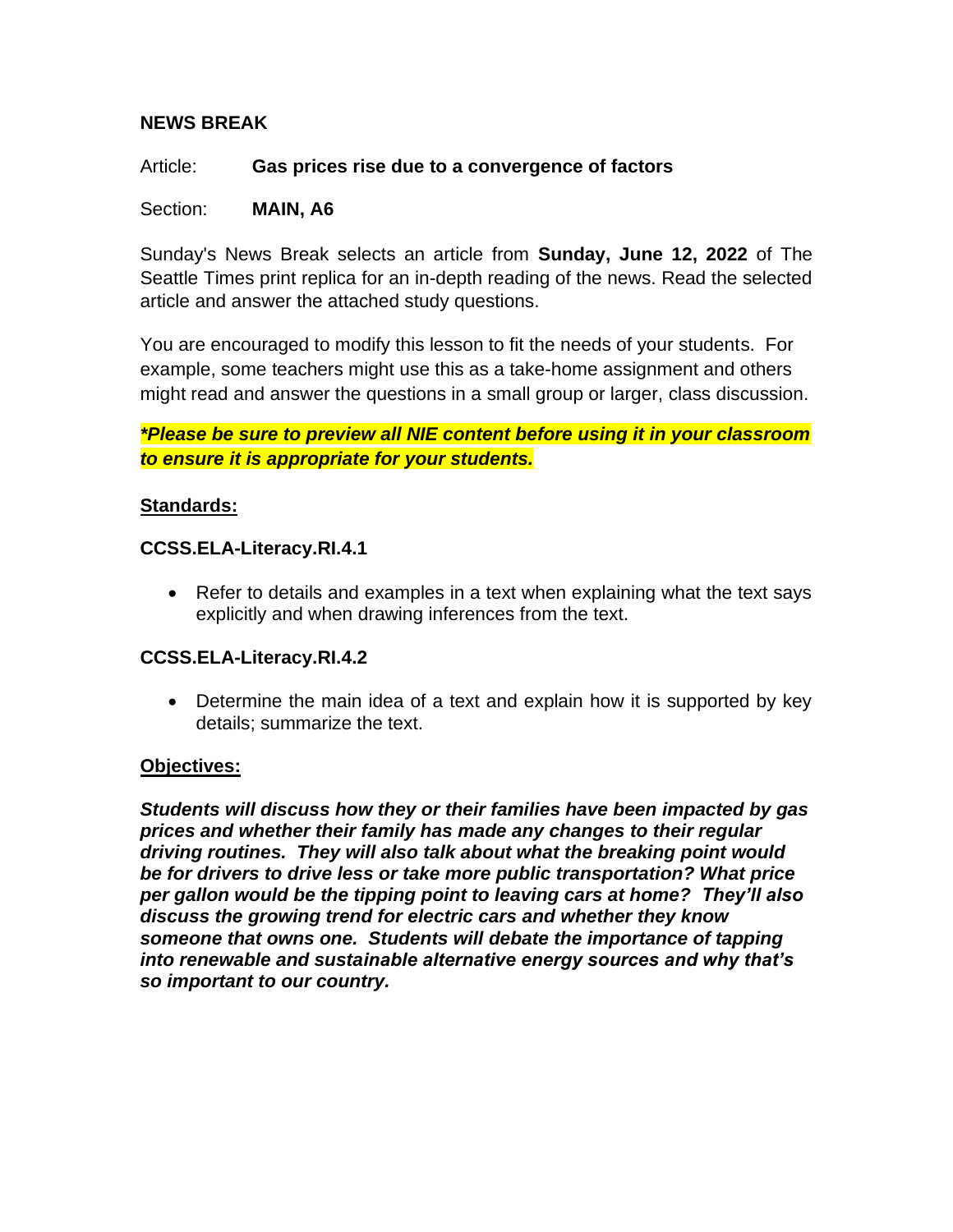**NEWS BREAK**

Article: **Gas prices rise due to a convergence of factors**

Section: **MAIN, A6**

Sunday's News Break selects an article from **Sunday, June 12, 2022** of The Seattle Times print replica for an in-depth reading of the news. Read the selected article and answer the attached study questions.

You are encouraged to modify this lesson to fit the needs of your students. For example, some teachers might use this as a take-home assignment and others might read and answer the questions in a small group or larger, class discussion.

***Please be sure to preview all NIE content before using it in your classroom to ensure it is appropriate for your students.***

## Standards:

**CCSS.ELA-Literacy.RI.4.1**

- Refer to details and examples in a text when explaining what the text says explicitly and when drawing inferences from the text.

**CCSS.ELA-Literacy.RI.4.2**

- Determine the main idea of a text and explain how it is supported by key details; summarize the text.

## Objectives:

***Students will discuss how they or their families have been impacted by gas prices and whether their family has made any changes to their regular driving routines. They will also talk about what the breaking point would be for drivers to drive less or take more public transportation? What price per gallon would be the tipping point to leaving cars at home? They'll also discuss the growing trend for electric cars and whether they know someone that owns one. Students will debate the importance of tapping into renewable and sustainable alternative energy sources and why that's so important to our country.***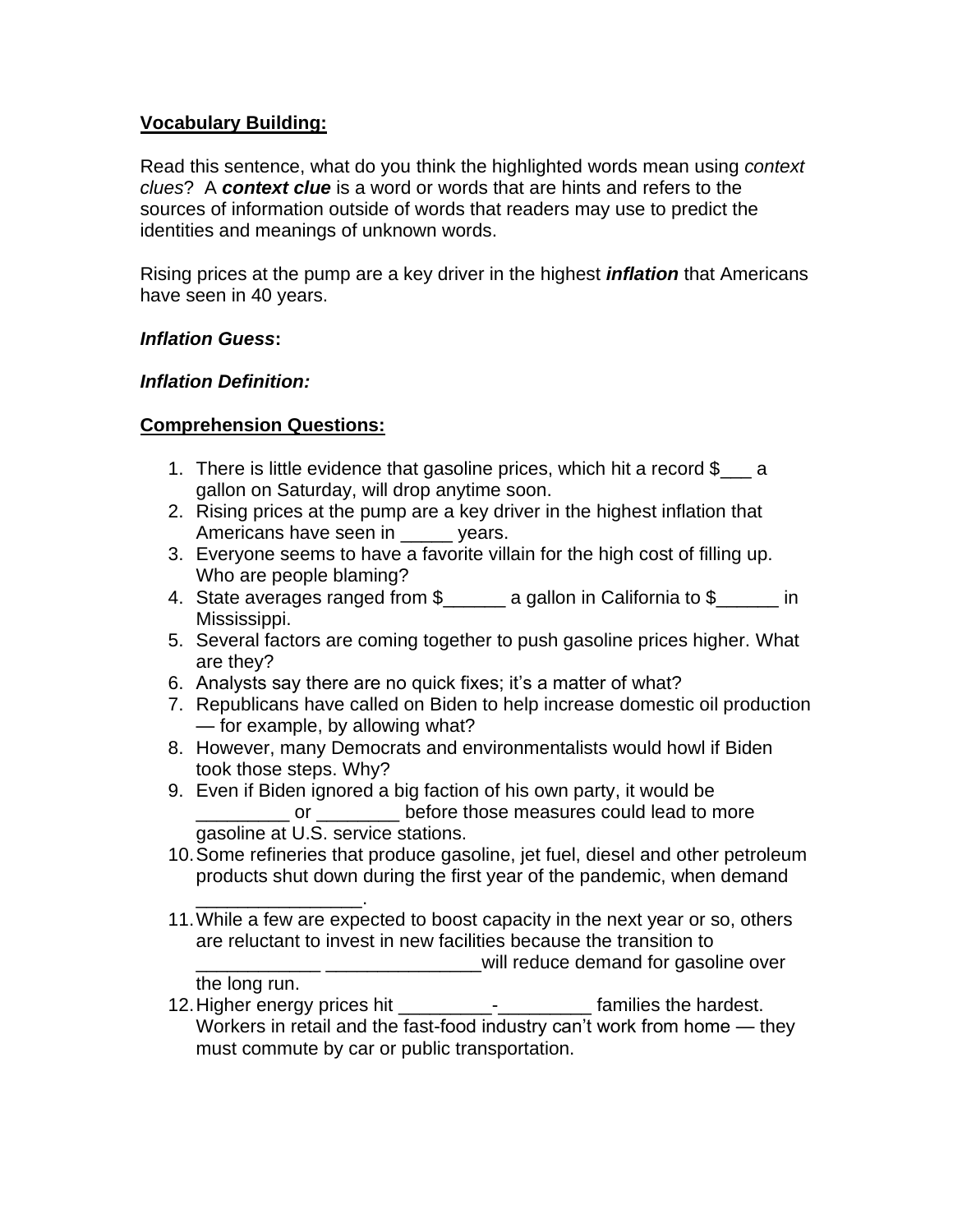**Vocabulary Building:**

Read this sentence, what do you think the highlighted words mean using *context clues*? A ***context clue*** is a word or words that are hints and refers to the sources of information outside of words that readers may use to predict the identities and meanings of unknown words.

Rising prices at the pump are a key driver in the highest ***inflation*** that Americans have seen in 40 years.

***Inflation Guess*:**

***Inflation Definition:***

**Comprehension Questions:**

1. There is little evidence that gasoline prices, which hit a record $___ a gallon on Saturday, will drop anytime soon.
2. Rising prices at the pump are a key driver in the highest inflation that Americans have seen in _____ years.
3. Everyone seems to have a favorite villain for the high cost of filling up. Who are people blaming?
4. State averages ranged from $______ a gallon in California to $______ in Mississippi.
5. Several factors are coming together to push gasoline prices higher. What are they?
6. Analysts say there are no quick fixes; it's a matter of what?
7. Republicans have called on Biden to help increase domestic oil production — for example, by allowing what?
8. However, many Democrats and environmentalists would howl if Biden took those steps. Why?
9. Even if Biden ignored a big faction of his own party, it would be _________ or ________ before those measures could lead to more gasoline at U.S. service stations.
10. Some refineries that produce gasoline, jet fuel, diesel and other petroleum products shut down during the first year of the pandemic, when demand ________________.
11. While a few are expected to boost capacity in the next year or so, others are reluctant to invest in new facilities because the transition to ____________ _______________will reduce demand for gasoline over the long run.
12. Higher energy prices hit _________-_________ families the hardest. Workers in retail and the fast-food industry can't work from home — they must commute by car or public transportation.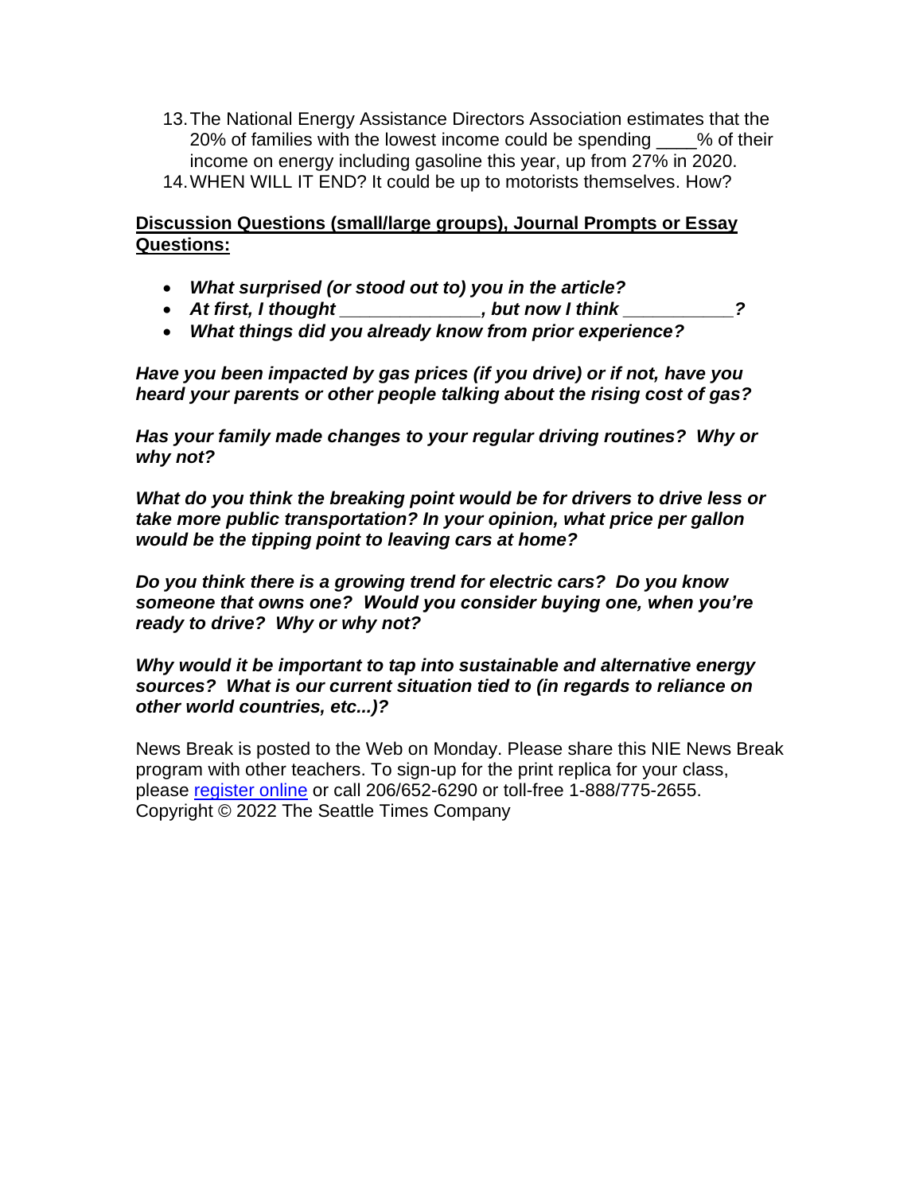13. The National Energy Assistance Directors Association estimates that the 20% of families with the lowest income could be spending ____% of their income on energy including gasoline this year, up from 27% in 2020.
14. WHEN WILL IT END? It could be up to motorists themselves. How?

**Discussion Questions (small/large groups), Journal Prompts or Essay Questions:**

- ***What surprised (or stood out to) you in the article?***
- ***At first, I thought ______________, but now I think ___________?***
- ***What things did you already know from prior experience?***

***Have you been impacted by gas prices (if you drive) or if not, have you heard your parents or other people talking about the rising cost of gas?***

***Has your family made changes to your regular driving routines? Why or why not?***

***What do you think the breaking point would be for drivers to drive less or take more public transportation? In your opinion, what price per gallon would be the tipping point to leaving cars at home?***

***Do you think there is a growing trend for electric cars? Do you know someone that owns one? Would you consider buying one, when you're ready to drive? Why or why not?***

***Why would it be important to tap into sustainable and alternative energy sources? What is our current situation tied to (in regards to reliance on other world countries, etc...)?***

News Break is posted to the Web on Monday. Please share this NIE News Break program with other teachers. To sign-up for the print replica for your class, please register online or call 206/652-6290 or toll-free 1-888/775-2655.
Copyright © 2022 The Seattle Times Company